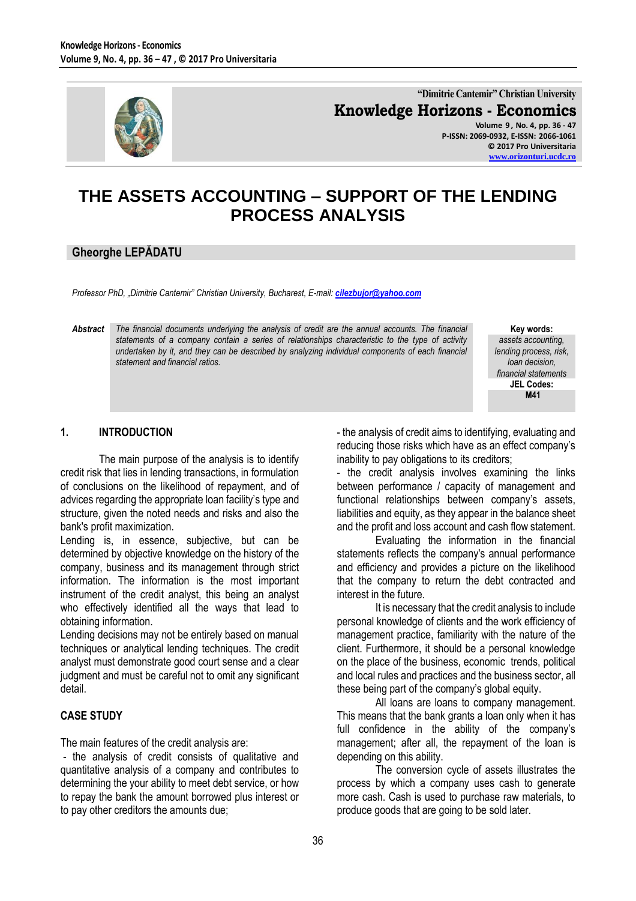# THE ASSETS ACCOUNTING – SUPPORT OF THE LENDING PROCESS ANALYSIS

**Gheorghe LEPĂDATU**

*Professor PhD, „Dimitrie Cantemir" Christian University, Bucharest, E-mail: cilezbujor@yahoo.com*

**Abstract** *The financial documents underlying the analysis of credit are the annual accounts. The financial statements of a company contain a series of relationships characteristic to the type of activity undertaken by it, and they can be described by analyzing individual components of each financial statement and financial ratios.*

**Key words:** *assets accounting, lending process, risk, loan decision, financial statements*

**JEL Codes:** M41

## 1. INTRODUCTION

The main purpose of the analysis is to identify credit risk that lies in lending transactions, in formulation of conclusions on the likelihood of repayment, and of advices regarding the appropriate loan facility's type and structure, given the noted needs and risks and also the bank's profit maximization.

Lending is, in essence, subjective, but can be determined by objective knowledge on the history of the company, business and its management through strict information. The information is the most important instrument of the credit analyst, this being an analyst who effectively identified all the ways that lead to obtaining information.

Lending decisions may not be entirely based on manual techniques or analytical lending techniques. The credit analyst must demonstrate good court sense and a clear judgment and must be careful not to omit any significant detail.

## CASE STUDY

The main features of the credit analysis are:

- the analysis of credit consists of qualitative and quantitative analysis of a company and contributes to determining the your ability to meet debt service, or how to repay the bank the amount borrowed plus interest or to pay other creditors the amounts due;
- the analysis of credit aims to identifying, evaluating and reducing those risks which have as an effect company's inability to pay obligations to its creditors;
- the credit analysis involves examining the links between performance / capacity of management and functional relationships between company's assets, liabilities and equity, as they appear in the balance sheet and the profit and loss account and cash flow statement.

Evaluating the information in the financial statements reflects the company's annual performance and efficiency and provides a picture on the likelihood that the company to return the debt contracted and interest in the future.

It is necessary that the credit analysis to include personal knowledge of clients and the work efficiency of management practice, familiarity with the nature of the client. Furthermore, it should be a personal knowledge on the place of the business, economic trends, political and local rules and practices and the business sector, all these being part of the company's global equity.

All loans are loans to company management. This means that the bank grants a loan only when it has full confidence in the ability of the company's management; after all, the repayment of the loan is depending on this ability.

The conversion cycle of assets illustrates the process by which a company uses cash to generate more cash. Cash is used to purchase raw materials, to produce goods that are going to be sold later.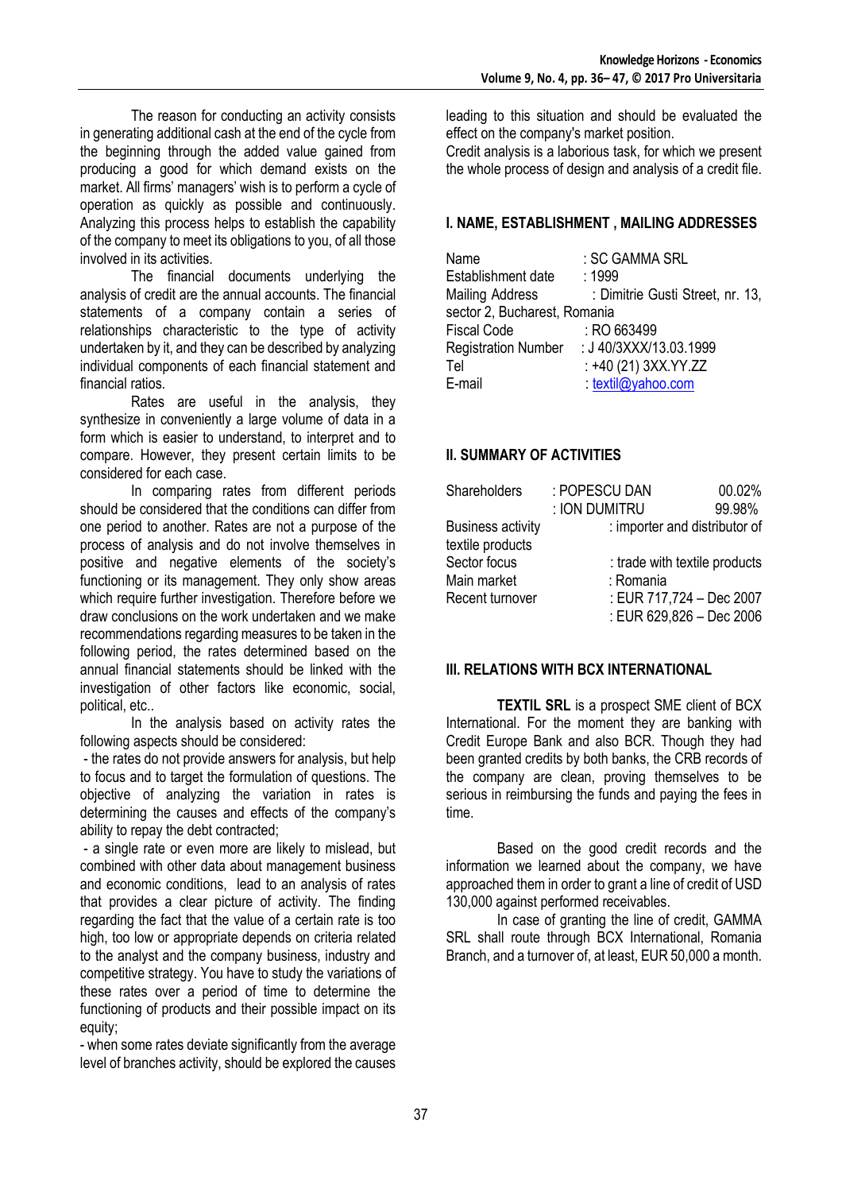The reason for conducting an activity consists in generating additional cash at the end of the cycle from the beginning through the added value gained from producing a good for which demand exists on the market. All firms' managers' wish is to perform a cycle of operation as quickly as possible and continuously. Analyzing this process helps to establish the capability of the company to meet its obligations to you, of all those involved in its activities.

The financial documents underlying the analysis of credit are the annual accounts. The financial statements of a company contain a series of relationships characteristic to the type of activity undertaken by it, and they can be described by analyzing individual components of each financial statement and financial ratios.

Rates are useful in the analysis, they synthesize in conveniently a large volume of data in a form which is easier to understand, to interpret and to compare. However, they present certain limits to be considered for each case.

In comparing rates from different periods should be considered that the conditions can differ from one period to another. Rates are not a purpose of the process of analysis and do not involve themselves in positive and negative elements of the society's functioning or its management. They only show areas which require further investigation. Therefore before we draw conclusions on the work undertaken and we make recommendations regarding measures to be taken in the following period, the rates determined based on the annual financial statements should be linked with the investigation of other factors like economic, social, political, etc..

In the analysis based on activity rates the following aspects should be considered:

- the rates do not provide answers for analysis, but help to focus and to target the formulation of questions. The objective of analyzing the variation in rates is determining the causes and effects of the company's ability to repay the debt contracted;
- a single rate or even more are likely to mislead, but combined with other data about management business and economic conditions, lead to an analysis of rates that provides a clear picture of activity. The finding regarding the fact that the value of a certain rate is too high, too low or appropriate depends on criteria related to the analyst and the company business, industry and competitive strategy. You have to study the variations of these rates over a period of time to determine the functioning of products and their possible impact on its equity;
- when some rates deviate significantly from the average level of branches activity, should be explored the causes leading to this situation and should be evaluated the effect on the company's market position.

Credit analysis is a laborious task, for which we present the whole process of design and analysis of a credit file.

## I. NAME, ESTABLISHMENT , MAILING ADDRESSES

| | |
|---|---|
| Name | : SC GAMMA SRL |
| Establishment date | : 1999 |
| Mailing Address | : Dimitrie Gusti Street, nr. 13, sector 2, Bucharest, Romania |
| Fiscal Code | : RO 663499 |
| Registration Number | : J 40/3XXX/13.03.1999 |
| Tel | : +40 (21) 3XX.YY.ZZ |
| E-mail | : textil@yahoo.com |

## II. SUMMARY OF ACTIVITIES

| | | |
|---|---|---|
| Shareholders | : POPESCU DAN | 00.02% |
| | : ION DUMITRU | 99.98% |
| Business activity | : importer and distributor of textile products | |
| Sector focus | : trade with textile products | |
| Main market | : Romania | |
| Recent turnover | : EUR 717,724 – Dec 2007 | |
| | : EUR 629,826 – Dec 2006 | |

## III. RELATIONS WITH BCX INTERNATIONAL

**TEXTIL SRL** is a prospect SME client of BCX International. For the moment they are banking with Credit Europe Bank and also BCR. Though they had been granted credits by both banks, the CRB records of the company are clean, proving themselves to be serious in reimbursing the funds and paying the fees in time.

Based on the good credit records and the information we learned about the company, we have approached them in order to grant a line of credit of USD 130,000 against performed receivables.

In case of granting the line of credit, GAMMA SRL shall route through BCX International, Romania Branch, and a turnover of, at least, EUR 50,000 a month.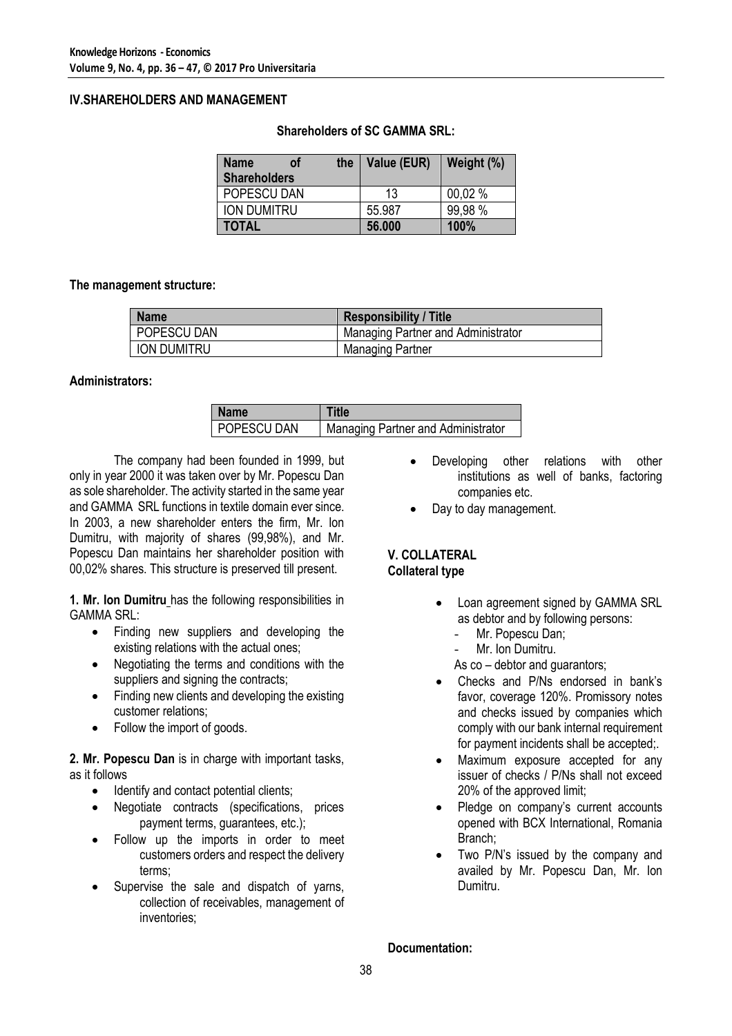## IV.SHAREHOLDERS AND MANAGEMENT

**Shareholders of SC GAMMA SRL:**

| Name of the Shareholders | Value (EUR) | Weight (%) |
|---|---|---|
| POPESCU DAN | 13 | 00,02 % |
| ION DUMITRU | 55.987 | 99,98 % |
| **TOTAL** | **56.000** | **100%** |

**The management structure:**

| Name | Responsibility / Title |
|---|---|
| POPESCU DAN | Managing Partner and Administrator |
| ION DUMITRU | Managing Partner |

**Administrators:**

| Name | Title |
|---|---|
| POPESCU DAN | Managing Partner and Administrator |

The company had been founded in 1999, but only in year 2000 it was taken over by Mr. Popescu Dan as sole shareholder. The activity started in the same year and GAMMA SRL functions in textile domain ever since. In 2003, a new shareholder enters the firm, Mr. Ion Dumitru, with majority of shares (99,98%), and Mr. Popescu Dan maintains her shareholder position with 00,02% shares. This structure is preserved till present.

**1. Mr. Ion Dumitru** has the following responsibilities in GAMMA SRL:

- Finding new suppliers and developing the existing relations with the actual ones;
- Negotiating the terms and conditions with the suppliers and signing the contracts;
- Finding new clients and developing the existing customer relations;
- Follow the import of goods.

**2. Mr. Popescu Dan** is in charge with important tasks, as it follows

- Identify and contact potential clients;
- Negotiate contracts (specifications, prices payment terms, guarantees, etc.);
- Follow up the imports in order to meet customers orders and respect the delivery terms;
- Supervise the sale and dispatch of yarns, collection of receivables, management of inventories;
- Developing other relations with other institutions as well of banks, factoring companies etc.
- Day to day management.

## V. COLLATERAL

**Collateral type**

- Loan agreement signed by GAMMA SRL as debtor and by following persons:
  - Mr. Popescu Dan;
  - Mr. Ion Dumitru.

  As co – debtor and guarantors;
- Checks and P/Ns endorsed in bank's favor, coverage 120%. Promissory notes and checks issued by companies which comply with our bank internal requirement for payment incidents shall be accepted;.
- Maximum exposure accepted for any issuer of checks / P/Ns shall not exceed 20% of the approved limit;
- Pledge on company's current accounts opened with BCX International, Romania Branch;
- Two P/N's issued by the company and availed by Mr. Popescu Dan, Mr. Ion Dumitru.

**Documentation:**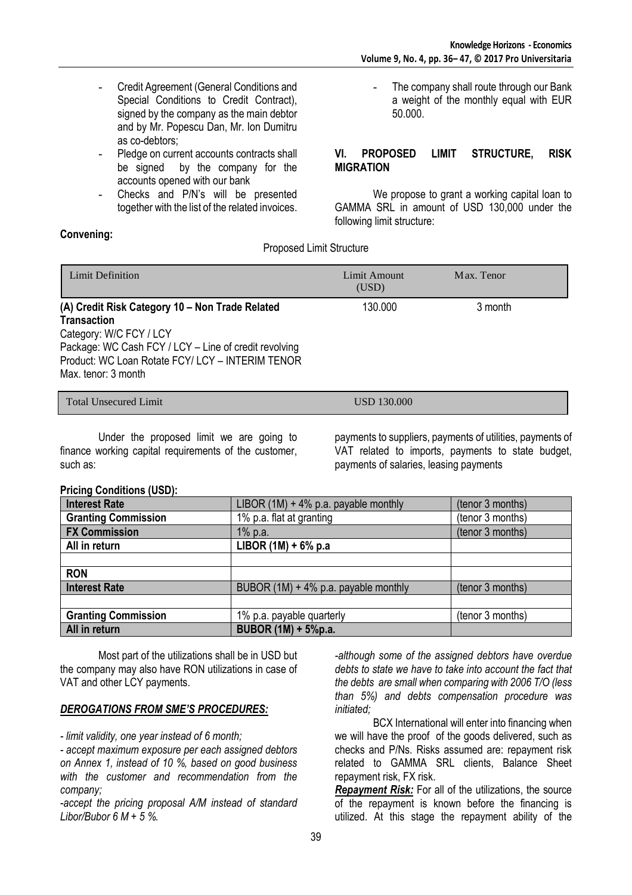- Credit Agreement (General Conditions and Special Conditions to Credit Contract), signed by the company as the main debtor and by Mr. Popescu Dan, Mr. Ion Dumitru as co-debtors;
- Pledge on current accounts contracts shall be signed by the company for the accounts opened with our bank
- Checks and P/N's will be presented together with the list of the related invoices.

**Convening:**

- The company shall route through our Bank a weight of the monthly equal with EUR 50.000.

## VI. PROPOSED LIMIT STRUCTURE, RISK MIGRATION

We propose to grant a working capital loan to GAMMA SRL in amount of USD 130,000 under the following limit structure:

Proposed Limit Structure

| Limit Definition | Limit Amount (USD) | Max. Tenor |
|---|---|---|
| **(A) Credit Risk Category 10 – Non Trade Related Transaction** Category: W/C FCY / LCY Package: WC Cash FCY / LCY – Line of credit revolving Product: WC Loan Rotate FCY/ LCY – INTERIM TENOR Max. tenor: 3 month | 130.000 | 3 month |
| Total Unsecured Limit | USD 130.000 | |

Under the proposed limit we are going to finance working capital requirements of the customer, such as: payments to suppliers, payments of utilities, payments of VAT related to imports, payments to state budget, payments of salaries, leasing payments

**Pricing Conditions (USD):**

| **Interest Rate** | LIBOR (1M) + 4% p.a. payable monthly | (tenor 3 months) |
|---|---|---|
| **Granting Commission** | 1% p.a. flat at granting | (tenor 3 months) |
| **FX Commission** | 1% p.a. | (tenor 3 months) |
| **All in return** | **LIBOR (1M) + 6% p.a** | |
| | | |
| **RON** | | |
| **Interest Rate** | BUBOR (1M) + 4% p.a. payable monthly | (tenor 3 months) |
| | | |
| **Granting Commission** | 1% p.a. payable quarterly | (tenor 3 months) |
| **All in return** | **BUBOR (1M) + 5%p.a.** | |

Most part of the utilizations shall be in USD but the company may also have RON utilizations in case of VAT and other LCY payments.

***DEROGATIONS FROM SME'S PROCEDURES:***

*- limit validity, one year instead of 6 month;*

*- accept maximum exposure per each assigned debtors on Annex 1, instead of 10 %, based on good business with the customer and recommendation from the company;*

*-accept the pricing proposal A/M instead of standard Libor/Bubor 6 M + 5 %.*

*-although some of the assigned debtors have overdue debts to state we have to take into account the fact that the debts are small when comparing with 2006 T/O (less than 5%) and debts compensation procedure was initiated;*

BCX International will enter into financing when we will have the proof of the goods delivered, such as checks and P/Ns. Risks assumed are: repayment risk related to GAMMA SRL clients, Balance Sheet repayment risk, FX risk.

***Repayment Risk:*** For all of the utilizations, the source of the repayment is known before the financing is utilized. At this stage the repayment ability of the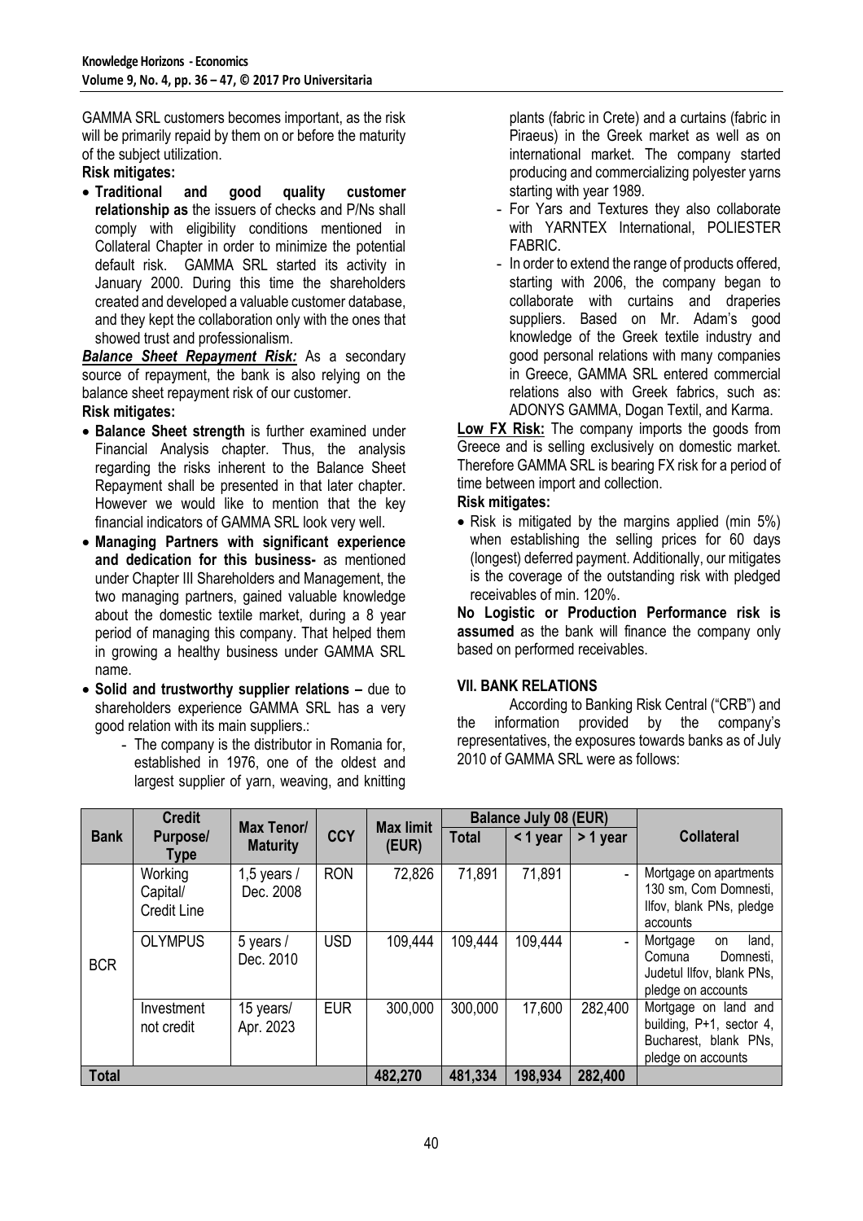GAMMA SRL customers becomes important, as the risk will be primarily repaid by them on or before the maturity of the subject utilization.

**Risk mitigates:**

- **Traditional and good quality customer relationship as** the issuers of checks and P/Ns shall comply with eligibility conditions mentioned in Collateral Chapter in order to minimize the potential default risk. GAMMA SRL started its activity in January 2000. During this time the shareholders created and developed a valuable customer database, and they kept the collaboration only with the ones that showed trust and professionalism.

***Balance Sheet Repayment Risk:*** As a secondary source of repayment, the bank is also relying on the balance sheet repayment risk of our customer.

**Risk mitigates:**

- **Balance Sheet strength** is further examined under Financial Analysis chapter. Thus, the analysis regarding the risks inherent to the Balance Sheet Repayment shall be presented in that later chapter. However we would like to mention that the key financial indicators of GAMMA SRL look very well.
- **Managing Partners with significant experience and dedication for this business-** as mentioned under Chapter III Shareholders and Management, the two managing partners, gained valuable knowledge about the domestic textile market, during a 8 year period of managing this company. That helped them in growing a healthy business under GAMMA SRL name.
- **Solid and trustworthy supplier relations –** due to shareholders experience GAMMA SRL has a very good relation with its main suppliers.:
    - The company is the distributor in Romania for, established in 1976, one of the oldest and largest supplier of yarn, weaving, and knitting plants (fabric in Crete) and a curtains (fabric in Piraeus) in the Greek market as well as on international market. The company started producing and commercializing polyester yarns starting with year 1989.
    - For Yars and Textures they also collaborate with YARNTEX International, POLIESTER FABRIC.
    - In order to extend the range of products offered, starting with 2006, the company began to collaborate with curtains and draperies suppliers. Based on Mr. Adam's good knowledge of the Greek textile industry and good personal relations with many companies in Greece, GAMMA SRL entered commercial relations also with Greek fabrics, such as: ADONYS GAMMA, Dogan Textil, and Karma.

**Low FX Risk:** The company imports the goods from Greece and is selling exclusively on domestic market. Therefore GAMMA SRL is bearing FX risk for a period of time between import and collection.

**Risk mitigates:**

- Risk is mitigated by the margins applied (min 5%) when establishing the selling prices for 60 days (longest) deferred payment. Additionally, our mitigates is the coverage of the outstanding risk with pledged receivables of min. 120%.

**No Logistic or Production Performance risk is assumed** as the bank will finance the company only based on performed receivables.

## VII. BANK RELATIONS

According to Banking Risk Central ("CRB") and the information provided by the company's representatives, the exposures towards banks as of July 2010 of GAMMA SRL were as follows:

| Bank | Credit Purpose/ Type | Max Tenor/ Maturity | CCY | Max limit (EUR) | Balance July 08 (EUR) | | | Collateral |
|---|---|---|---|---|---|---|---|---|
| | | | | | Total | < 1 year | > 1 year | |
| BCR | Working Capital/ Credit Line | 1,5 years / Dec. 2008 | RON | 72,826 | 71,891 | 71,891 | - | Mortgage on apartments 130 sm, Com Domnesti, Ilfov, blank PNs, pledge accounts |
| | OLYMPUS | 5 years / Dec. 2010 | USD | 109,444 | 109,444 | 109,444 | - | Mortgage on land, Comuna Domnesti, Judetul Ilfov, blank PNs, pledge on accounts |
| | Investment not credit | 15 years/ Apr. 2023 | EUR | 300,000 | 300,000 | 17,600 | 282,400 | Mortgage on land and building, P+1, sector 4, Bucharest, blank PNs, pledge on accounts |
| **Total** | | | | **482,270** | **481,334** | **198,934** | **282,400** | |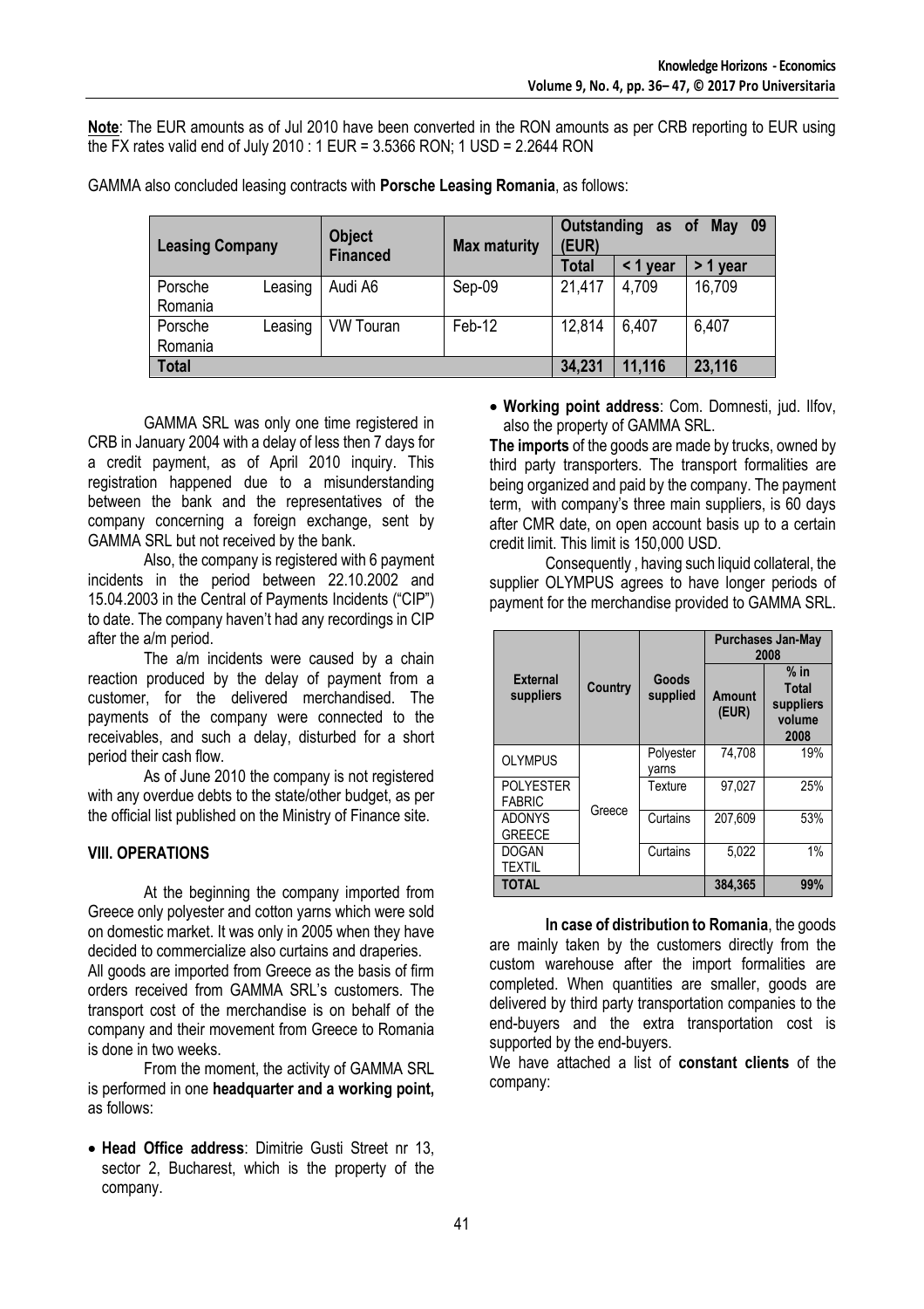**Note**: The EUR amounts as of Jul 2010 have been converted in the RON amounts as per CRB reporting to EUR using the FX rates valid end of July 2010 : 1 EUR = 3.5366 RON; 1 USD = 2.2644 RON

GAMMA also concluded leasing contracts with **Porsche Leasing Romania**, as follows:

| Leasing Company | Object Financed | Max maturity | Outstanding as of May 09 (EUR) | | |
|---|---|---|---|---|---|
| | | | Total | < 1 year | > 1 year |
| Porsche Leasing Romania | Audi A6 | Sep-09 | 21,417 | 4,709 | 16,709 |
| Porsche Leasing Romania | VW Touran | Feb-12 | 12,814 | 6,407 | 6,407 |
| **Total** | | | **34,231** | **11,116** | **23,116** |

GAMMA SRL was only one time registered in CRB in January 2004 with a delay of less then 7 days for a credit payment, as of April 2010 inquiry. This registration happened due to a misunderstanding between the bank and the representatives of the company concerning a foreign exchange, sent by GAMMA SRL but not received by the bank.

Also, the company is registered with 6 payment incidents in the period between 22.10.2002 and 15.04.2003 in the Central of Payments Incidents ("CIP") to date. The company haven't had any recordings in CIP after the a/m period.

The a/m incidents were caused by a chain reaction produced by the delay of payment from a customer, for the delivered merchandised. The payments of the company were connected to the receivables, and such a delay, disturbed for a short period their cash flow.

As of June 2010 the company is not registered with any overdue debts to the state/other budget, as per the official list published on the Ministry of Finance site.

## VIII. OPERATIONS

At the beginning the company imported from Greece only polyester and cotton yarns which were sold on domestic market. It was only in 2005 when they have decided to commercialize also curtains and draperies.

All goods are imported from Greece as the basis of firm orders received from GAMMA SRL's customers. The transport cost of the merchandise is on behalf of the company and their movement from Greece to Romania is done in two weeks.

From the moment, the activity of GAMMA SRL is performed in one **headquarter and a working point,** as follows:

- **Head Office address**: Dimitrie Gusti Street nr 13, sector 2, Bucharest, which is the property of the company.
- **Working point address**: Com. Domnesti, jud. Ilfov, also the property of GAMMA SRL.

**The imports** of the goods are made by trucks, owned by third party transporters. The transport formalities are being organized and paid by the company. The payment term, with company's three main suppliers, is 60 days after CMR date, on open account basis up to a certain credit limit. This limit is 150,000 USD.

Consequently , having such liquid collateral, the supplier OLYMPUS agrees to have longer periods of payment for the merchandise provided to GAMMA SRL.

| External suppliers | Country | Goods supplied | Purchases Jan-May 2008 | |
|---|---|---|---|---|
| | | | Amount (EUR) | % in Total suppliers volume 2008 |
| OLYMPUS | Greece | Polyester yarns | 74,708 | 19% |
| POLYESTER FABRIC | | Texture | 97,027 | 25% |
| ADONYS GREECE | | Curtains | 207,609 | 53% |
| DOGAN TEXTIL | | Curtains | 5,022 | 1% |
| **TOTAL** | | | **384,365** | **99%** |

**In case of distribution to Romania**, the goods are mainly taken by the customers directly from the custom warehouse after the import formalities are completed. When quantities are smaller, goods are delivered by third party transportation companies to the end-buyers and the extra transportation cost is supported by the end-buyers.

We have attached a list of **constant clients** of the company: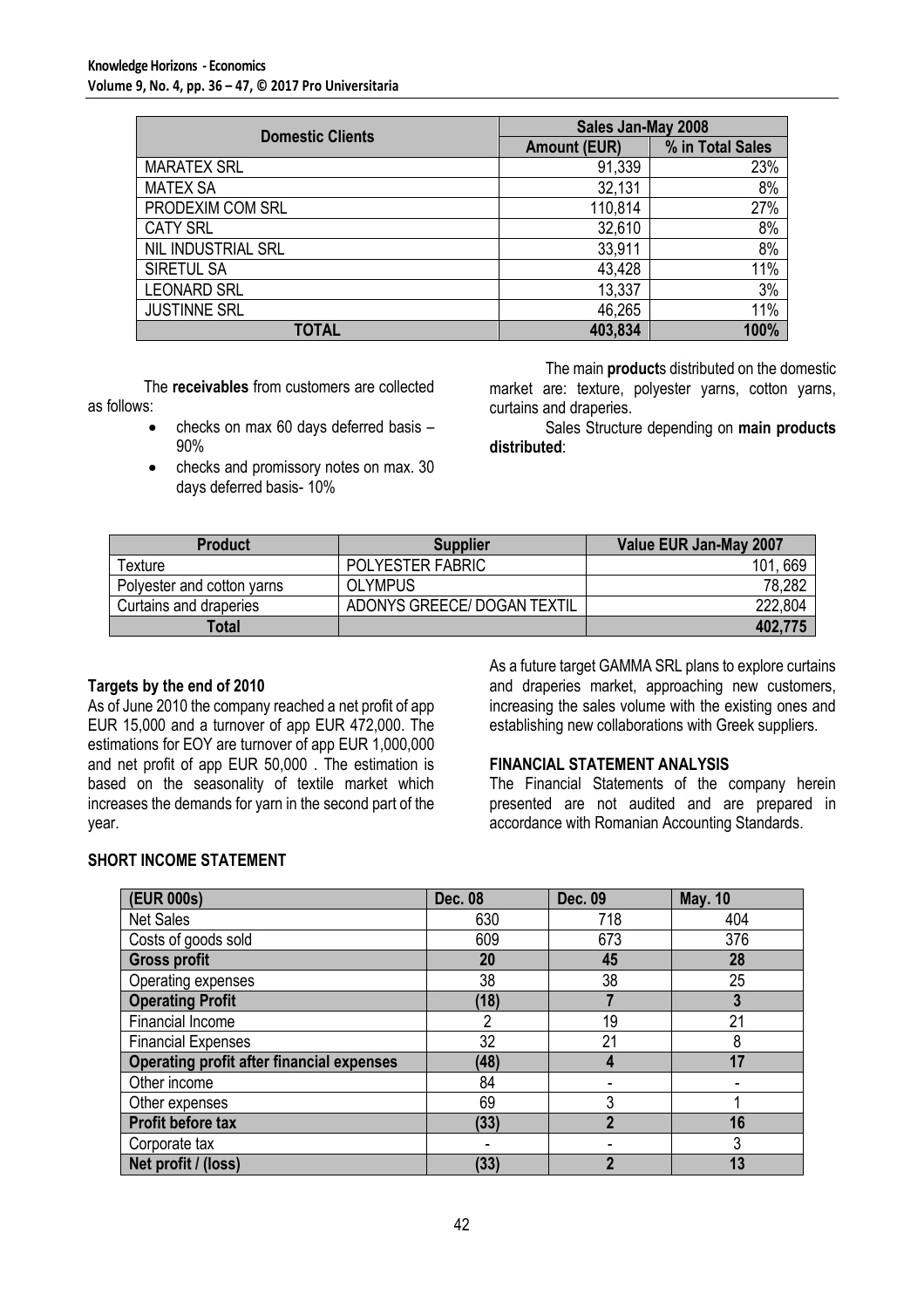| Domestic Clients | Sales Jan-May 2008 | |
|---|---|---|
| | Amount (EUR) | % in Total Sales |
| MARATEX SRL | 91,339 | 23% |
| MATEX SA | 32,131 | 8% |
| PRODEXIM COM SRL | 110,814 | 27% |
| CATY SRL | 32,610 | 8% |
| NIL INDUSTRIAL SRL | 33,911 | 8% |
| SIRETUL SA | 43,428 | 11% |
| LEONARD SRL | 13,337 | 3% |
| JUSTINNE SRL | 46,265 | 11% |
| **TOTAL** | **403,834** | **100%** |

The **receivables** from customers are collected as follows:

- checks on max 60 days deferred basis – 90%
- checks and promissory notes on max. 30 days deferred basis- 10%

The main **product**s distributed on the domestic market are: texture, polyester yarns, cotton yarns, curtains and draperies.

Sales Structure depending on **main products distributed**:

| Product | Supplier | Value EUR Jan-May 2007 |
|---|---|---|
| Texture | POLYESTER FABRIC | 101, 669 |
| Polyester and cotton yarns | OLYMPUS | 78,282 |
| Curtains and draperies | ADONYS GREECE/ DOGAN TEXTIL | 222,804 |
| **Total** | | **402,775** |

**Targets by the end of 2010**

As of June 2010 the company reached a net profit of app EUR 15,000 and a turnover of app EUR 472,000. The estimations for EOY are turnover of app EUR 1,000,000 and net profit of app EUR 50,000 . The estimation is based on the seasonality of textile market which increases the demands for yarn in the second part of the year.

As a future target GAMMA SRL plans to explore curtains and draperies market, approaching new customers, increasing the sales volume with the existing ones and establishing new collaborations with Greek suppliers.

**FINANCIAL STATEMENT ANALYSIS**

The Financial Statements of the company herein presented are not audited and are prepared in accordance with Romanian Accounting Standards.

**SHORT INCOME STATEMENT**

| (EUR 000s) | Dec. 08 | Dec. 09 | May. 10 |
|---|---|---|---|
| Net Sales | 630 | 718 | 404 |
| Costs of goods sold | 609 | 673 | 376 |
| **Gross profit** | **20** | **45** | **28** |
| Operating expenses | 38 | 38 | 25 |
| **Operating Profit** | **(18)** | **7** | **3** |
| Financial Income | 2 | 19 | 21 |
| Financial Expenses | 32 | 21 | 8 |
| **Operating profit after financial expenses** | **(48)** | **4** | **17** |
| Other income | 84 | - | - |
| Other expenses | 69 | 3 | 1 |
| **Profit before tax** | **(33)** | **2** | **16** |
| Corporate tax | - | - | 3 |
| **Net profit / (loss)** | **(33)** | **2** | **13** |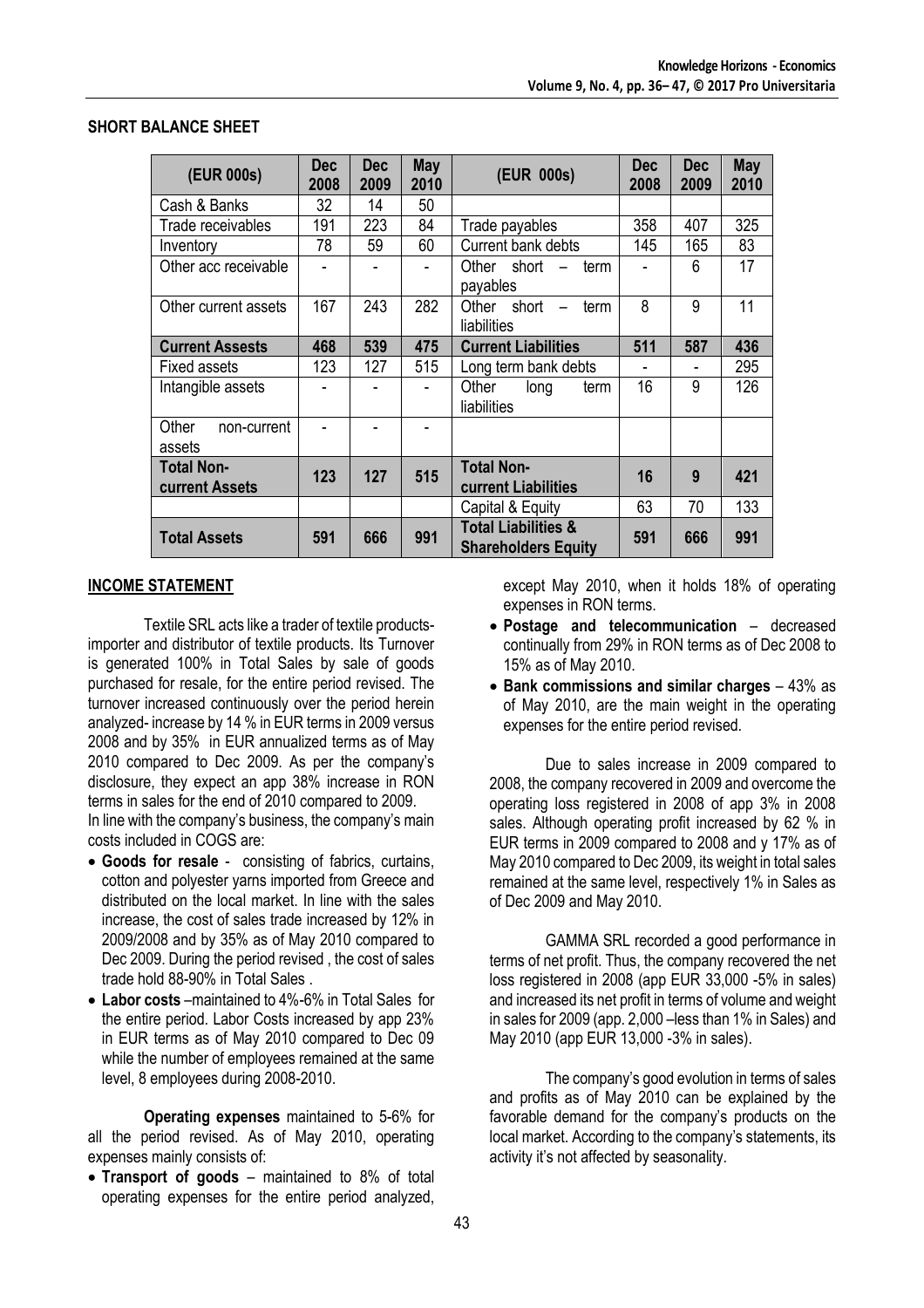## SHORT BALANCE SHEET

| (EUR 000s) | Dec 2008 | Dec 2009 | May 2010 | (EUR 000s) | Dec 2008 | Dec 2009 | May 2010 |
|---|---|---|---|---|---|---|---|
| Cash & Banks | 32 | 14 | 50 | | | | |
| Trade receivables | 191 | 223 | 84 | Trade payables | 358 | 407 | 325 |
| Inventory | 78 | 59 | 60 | Current bank debts | 145 | 165 | 83 |
| Other acc receivable | - | - | - | Other short – term payables | - | 6 | 17 |
| Other current assets | 167 | 243 | 282 | Other short – term liabilities | 8 | 9 | 11 |
| **Current Assests** | **468** | **539** | **475** | **Current Liabilities** | **511** | **587** | **436** |
| Fixed assets | 123 | 127 | 515 | Long term bank debts | - | - | 295 |
| Intangible assets | - | - | - | Other long term liabilities | 16 | 9 | 126 |
| Other non-current assets | - | - | - | | | | |
| **Total Non-current Assets** | **123** | **127** | **515** | **Total Non-current Liabilities** | **16** | **9** | **421** |
| | | | | Capital & Equity | 63 | 70 | 133 |
| **Total Assets** | **591** | **666** | **991** | **Total Liabilities & Shareholders Equity** | **591** | **666** | **991** |

## INCOME STATEMENT

Textile SRL acts like a trader of textile products-importer and distributor of textile products. Its Turnover is generated 100% in Total Sales by sale of goods purchased for resale, for the entire period revised. The turnover increased continuously over the period herein analyzed- increase by 14 % in EUR terms in 2009 versus 2008 and by 35% in EUR annualized terms as of May 2010 compared to Dec 2009. As per the company's disclosure, they expect an app 38% increase in RON terms in sales for the end of 2010 compared to 2009.
In line with the company's business, the company's main costs included in COGS are:

- **Goods for resale** - consisting of fabrics, curtains, cotton and polyester yarns imported from Greece and distributed on the local market. In line with the sales increase, the cost of sales trade increased by 12% in 2009/2008 and by 35% as of May 2010 compared to Dec 2009. During the period revised , the cost of sales trade hold 88-90% in Total Sales .
- **Labor costs** –maintained to 4%-6% in Total Sales for the entire period. Labor Costs increased by app 23% in EUR terms as of May 2010 compared to Dec 09 while the number of employees remained at the same level, 8 employees during 2008-2010.

**Operating expenses** maintained to 5-6% for all the period revised. As of May 2010, operating expenses mainly consists of:

- **Transport of goods** – maintained to 8% of total operating expenses for the entire period analyzed, except May 2010, when it holds 18% of operating expenses in RON terms.
- **Postage and telecommunication** – decreased continually from 29% in RON terms as of Dec 2008 to 15% as of May 2010.
- **Bank commissions and similar charges** – 43% as of May 2010, are the main weight in the operating expenses for the entire period revised.

Due to sales increase in 2009 compared to 2008, the company recovered in 2009 and overcome the operating loss registered in 2008 of app 3% in 2008 sales. Although operating profit increased by 62 % in EUR terms in 2009 compared to 2008 and y 17% as of May 2010 compared to Dec 2009, its weight in total sales remained at the same level, respectively 1% in Sales as of Dec 2009 and May 2010.

GAMMA SRL recorded a good performance in terms of net profit. Thus, the company recovered the net loss registered in 2008 (app EUR 33,000 -5% in sales) and increased its net profit in terms of volume and weight in sales for 2009 (app. 2,000 –less than 1% in Sales) and May 2010 (app EUR 13,000 -3% in sales).

The company's good evolution in terms of sales and profits as of May 2010 can be explained by the favorable demand for the company's products on the local market. According to the company's statements, its activity it's not affected by seasonality.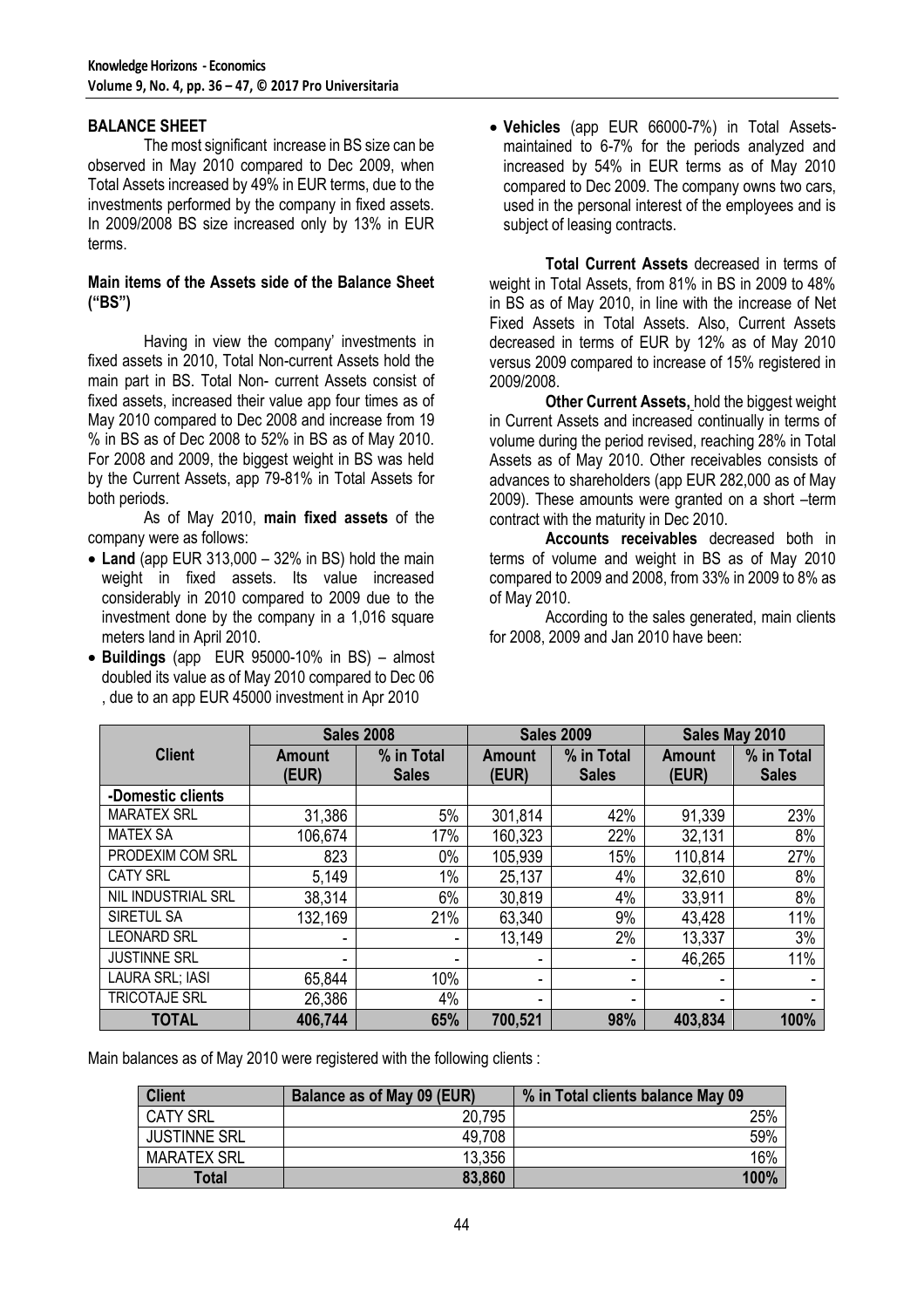**BALANCE SHEET**

The most significant increase in BS size can be observed in May 2010 compared to Dec 2009, when Total Assets increased by 49% in EUR terms, due to the investments performed by the company in fixed assets. In 2009/2008 BS size increased only by 13% in EUR terms.

**Main items of the Assets side of the Balance Sheet ("BS")**

Having in view the company' investments in fixed assets in 2010, Total Non-current Assets hold the main part in BS. Total Non- current Assets consist of fixed assets, increased their value app four times as of May 2010 compared to Dec 2008 and increase from 19 % in BS as of Dec 2008 to 52% in BS as of May 2010. For 2008 and 2009, the biggest weight in BS was held by the Current Assets, app 79-81% in Total Assets for both periods.

As of May 2010, **main fixed assets** of the company were as follows:

- **Land** (app EUR 313,000 – 32% in BS) hold the main weight in fixed assets. Its value increased considerably in 2010 compared to 2009 due to the investment done by the company in a 1,016 square meters land in April 2010.
- **Buildings** (app EUR 95000-10% in BS) – almost doubled its value as of May 2010 compared to Dec 06 , due to an app EUR 45000 investment in Apr 2010
- **Vehicles** (app EUR 66000-7%) in Total Assets- maintained to 6-7% for the periods analyzed and increased by 54% in EUR terms as of May 2010 compared to Dec 2009. The company owns two cars, used in the personal interest of the employees and is subject of leasing contracts.

**Total Current Assets** decreased in terms of weight in Total Assets, from 81% in BS in 2009 to 48% in BS as of May 2010, in line with the increase of Net Fixed Assets in Total Assets. Also, Current Assets decreased in terms of EUR by 12% as of May 2010 versus 2009 compared to increase of 15% registered in 2009/2008.

**Other Current Assets,** hold the biggest weight in Current Assets and increased continually in terms of volume during the period revised, reaching 28% in Total Assets as of May 2010. Other receivables consists of advances to shareholders (app EUR 282,000 as of May 2009). These amounts were granted on a short –term contract with the maturity in Dec 2010.

**Accounts receivables** decreased both in terms of volume and weight in BS as of May 2010 compared to 2009 and 2008, from 33% in 2009 to 8% as of May 2010.

According to the sales generated, main clients for 2008, 2009 and Jan 2010 have been:

| Client | Sales 2008 | | Sales 2009 | | Sales May 2010 | |
|---|---|---|---|---|---|---|
| | Amount (EUR) | % in Total Sales | Amount (EUR) | % in Total Sales | Amount (EUR) | % in Total Sales |
| **-Domestic clients** | | | | | | |
| MARATEX SRL | 31,386 | 5% | 301,814 | 42% | 91,339 | 23% |
| MATEX SA | 106,674 | 17% | 160,323 | 22% | 32,131 | 8% |
| PRODEXIM COM SRL | 823 | 0% | 105,939 | 15% | 110,814 | 27% |
| CATY SRL | 5,149 | 1% | 25,137 | 4% | 32,610 | 8% |
| NIL INDUSTRIAL SRL | 38,314 | 6% | 30,819 | 4% | 33,911 | 8% |
| SIRETUL SA | 132,169 | 21% | 63,340 | 9% | 43,428 | 11% |
| LEONARD SRL | - | - | 13,149 | 2% | 13,337 | 3% |
| JUSTINNE SRL | - | - | - | - | 46,265 | 11% |
| LAURA SRL; IASI | 65,844 | 10% | - | - | - | - |
| TRICOTAJE SRL | 26,386 | 4% | - | - | - | - |
| **TOTAL** | **406,744** | **65%** | **700,521** | **98%** | **403,834** | **100%** |

Main balances as of May 2010 were registered with the following clients :

| Client | Balance as of May 09 (EUR) | % in Total clients balance May 09 |
|---|---|---|
| CATY SRL | 20,795 | 25% |
| JUSTINNE SRL | 49,708 | 59% |
| MARATEX SRL | 13,356 | 16% |
| **Total** | **83,860** | **100%** |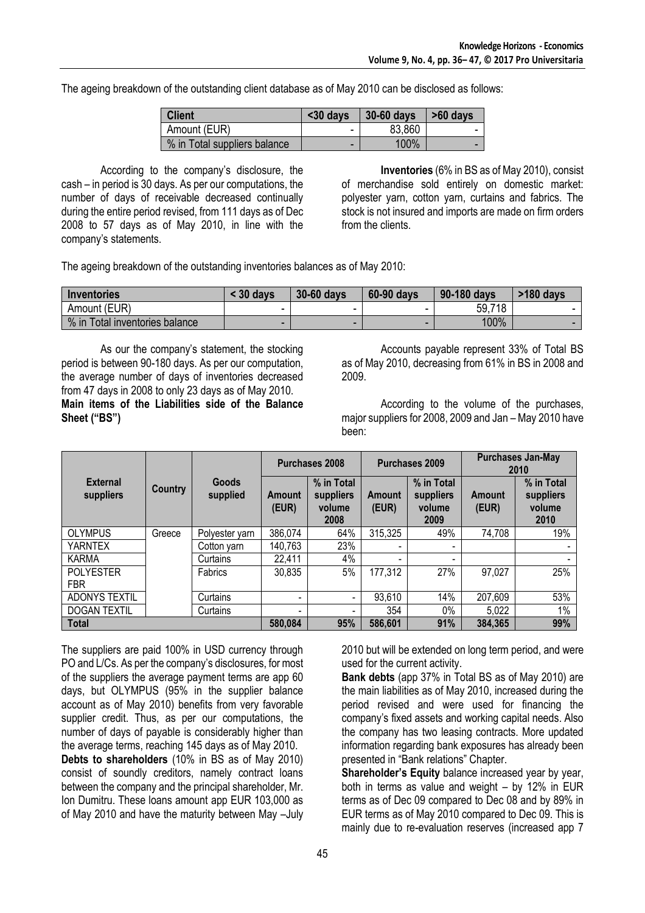The ageing breakdown of the outstanding client database as of May 2010 can be disclosed as follows:

| Client | <30 days | 30-60 days | >60 days |
|---|---|---|---|
| Amount (EUR) | - | 83,860 | - |
| % in Total suppliers balance | - | 100% | - |

According to the company's disclosure, the cash – in period is 30 days. As per our computations, the number of days of receivable decreased continually during the entire period revised, from 111 days as of Dec 2008 to 57 days as of May 2010, in line with the company's statements.

**Inventories** (6% in BS as of May 2010), consist of merchandise sold entirely on domestic market: polyester yarn, cotton yarn, curtains and fabrics. The stock is not insured and imports are made on firm orders from the clients.

The ageing breakdown of the outstanding inventories balances as of May 2010:

| Inventories | < 30 days | 30-60 days | 60-90 days | 90-180 days | >180 days |
|---|---|---|---|---|---|
| Amount (EUR) | - | - | - | 59,718 | - |
| % in Total inventories balance | - | - | - | 100% | - |

As our the company's statement, the stocking period is between 90-180 days. As per our computation, the average number of days of inventories decreased from 47 days in 2008 to only 23 days as of May 2010.

**Main items of the Liabilities side of the Balance Sheet ("BS")**

Accounts payable represent 33% of Total BS as of May 2010, decreasing from 61% in BS in 2008 and 2009.

According to the volume of the purchases, major suppliers for 2008, 2009 and Jan – May 2010 have been:

| External suppliers | Country | Goods supplied | Purchases 2008 | | Purchases 2009 | | Purchases Jan-May 2010 | |
|---|---|---|---|---|---|---|---|---|
| | | | Amount (EUR) | % in Total suppliers volume 2008 | Amount (EUR) | % in Total suppliers volume 2009 | Amount (EUR) | % in Total suppliers volume 2010 |
| OLYMPUS | Greece | Polyester yarn | 386,074 | 64% | 315,325 | 49% | 74,708 | 19% |
| YARNTEX | | Cotton yarn | 140,763 | 23% | - | - | | - |
| KARMA | | Curtains | 22,411 | 4% | - | - | | - |
| POLYESTER FBR | | Fabrics | 30,835 | 5% | 177,312 | 27% | 97,027 | 25% |
| ADONYS TEXTIL | | Curtains | - | - | 93,610 | 14% | 207,609 | 53% |
| DOGAN TEXTIL | | Curtains | - | - | 354 | 0% | 5,022 | 1% |
| **Total** | | | **580,084** | **95%** | **586,601** | **91%** | **384,365** | **99%** |

The suppliers are paid 100% in USD currency through PO and L/Cs. As per the company's disclosures, for most of the suppliers the average payment terms are app 60 days, but OLYMPUS (95% in the supplier balance account as of May 2010) benefits from very favorable supplier credit. Thus, as per our computations, the number of days of payable is considerably higher than the average terms, reaching 145 days as of May 2010.

**Debts to shareholders** (10% in BS as of May 2010) consist of soundly creditors, namely contract loans between the company and the principal shareholder, Mr. Ion Dumitru. These loans amount app EUR 103,000 as of May 2010 and have the maturity between May –July 2010 but will be extended on long term period, and were used for the current activity.

**Bank debts** (app 37% in Total BS as of May 2010) are the main liabilities as of May 2010, increased during the period revised and were used for financing the company's fixed assets and working capital needs. Also the company has two leasing contracts. More updated information regarding bank exposures has already been presented in "Bank relations" Chapter.

**Shareholder's Equity** balance increased year by year, both in terms as value and weight – by 12% in EUR terms as of Dec 09 compared to Dec 08 and by 89% in EUR terms as of May 2010 compared to Dec 09. This is mainly due to re-evaluation reserves (increased app 7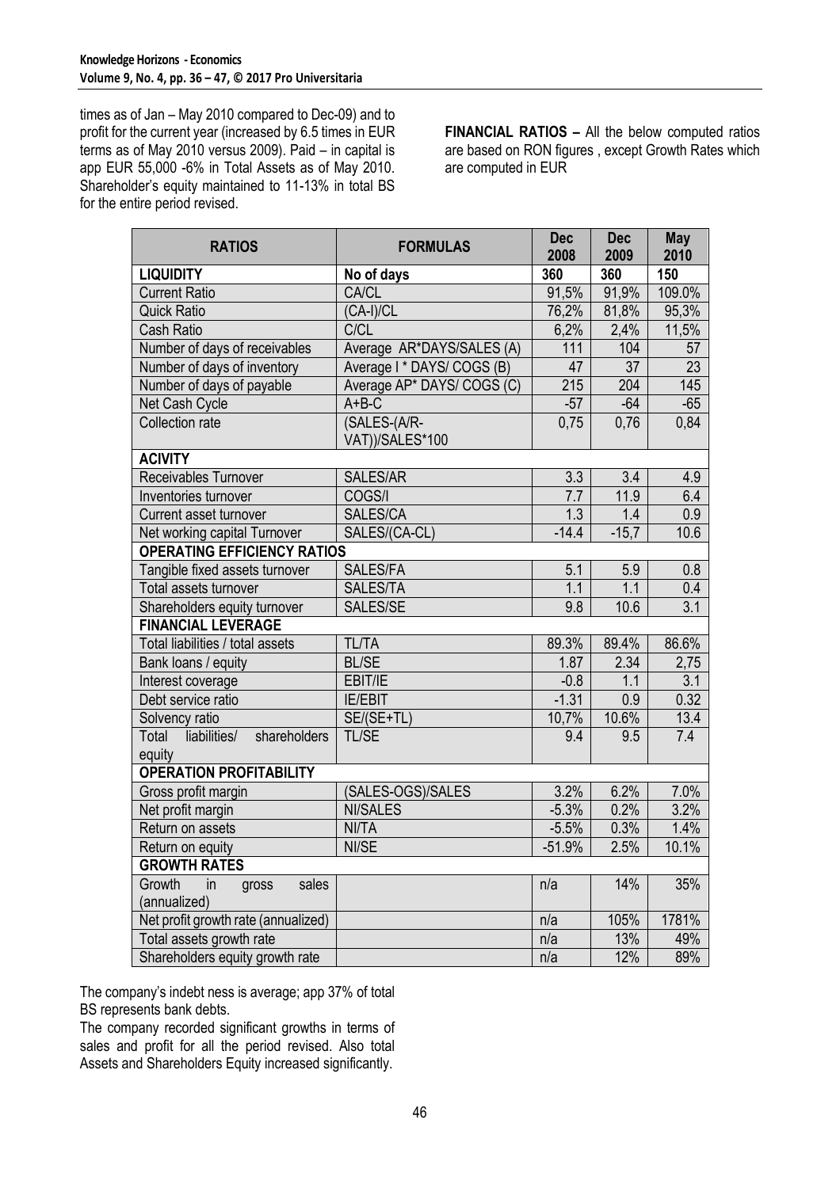times as of Jan – May 2010 compared to Dec-09) and to profit for the current year (increased by 6.5 times in EUR terms as of May 2010 versus 2009). Paid – in capital is app EUR 55,000 -6% in Total Assets as of May 2010. Shareholder's equity maintained to 11-13% in total BS for the entire period revised.

**FINANCIAL RATIOS –** All the below computed ratios are based on RON figures , except Growth Rates which are computed in EUR

| RATIOS | FORMULAS | Dec 2008 | Dec 2009 | May 2010 |
|---|---|---|---|---|
| **LIQUIDITY** | **No of days** | **360** | **360** | **150** |
| Current Ratio | CA/CL | 91,5% | 91,9% | 109.0% |
| Quick Ratio | (CA-I)/CL | 76,2% | 81,8% | 95,3% |
| Cash Ratio | C/CL | 6,2% | 2,4% | 11,5% |
| Number of days of receivables | Average AR*DAYS/SALES (A) | 111 | 104 | 57 |
| Number of days of inventory | Average I * DAYS/ COGS (B) | 47 | 37 | 23 |
| Number of days of payable | Average AP* DAYS/ COGS (C) | 215 | 204 | 145 |
| Net Cash Cycle | A+B-C | -57 | -64 | -65 |
| Collection rate | (SALES-(A/R-VAT))/SALES*100 | 0,75 | 0,76 | 0,84 |
| **ACIVITY** | | | | |
| Receivables Turnover | SALES/AR | 3.3 | 3.4 | 4.9 |
| Inventories turnover | COGS/I | 7.7 | 11.9 | 6.4 |
| Current asset turnover | SALES/CA | 1.3 | 1.4 | 0.9 |
| Net working capital Turnover | SALES/(CA-CL) | -14.4 | -15,7 | 10.6 |
| **OPERATING EFFICIENCY RATIOS** | | | | |
| Tangible fixed assets turnover | SALES/FA | 5.1 | 5.9 | 0.8 |
| Total assets turnover | SALES/TA | 1.1 | 1.1 | 0.4 |
| Shareholders equity turnover | SALES/SE | 9.8 | 10.6 | 3.1 |
| **FINANCIAL LEVERAGE** | | | | |
| Total liabilities / total assets | TL/TA | 89.3% | 89.4% | 86.6% |
| Bank loans / equity | BL/SE | 1.87 | 2.34 | 2,75 |
| Interest coverage | EBIT/IE | -0.8 | 1.1 | 3.1 |
| Debt service ratio | IE/EBIT | -1.31 | 0.9 | 0.32 |
| Solvency ratio | SE/(SE+TL) | 10,7% | 10.6% | 13.4 |
| Total liabilities/ shareholders equity | TL/SE | 9.4 | 9.5 | 7.4 |
| **OPERATION PROFITABILITY** | | | | |
| Gross profit margin | (SALES-OGS)/SALES | 3.2% | 6.2% | 7.0% |
| Net profit margin | NI/SALES | -5.3% | 0.2% | 3.2% |
| Return on assets | NI/TA | -5.5% | 0.3% | 1.4% |
| Return on equity | NI/SE | -51.9% | 2.5% | 10.1% |
| **GROWTH RATES** | | | | |
| Growth in gross sales (annualized) | | n/a | 14% | 35% |
| Net profit growth rate (annualized) | | n/a | 105% | 1781% |
| Total assets growth rate | | n/a | 13% | 49% |
| Shareholders equity growth rate | | n/a | 12% | 89% |

The company's indebt ness is average; app 37% of total BS represents bank debts.

The company recorded significant growths in terms of sales and profit for all the period revised. Also total Assets and Shareholders Equity increased significantly.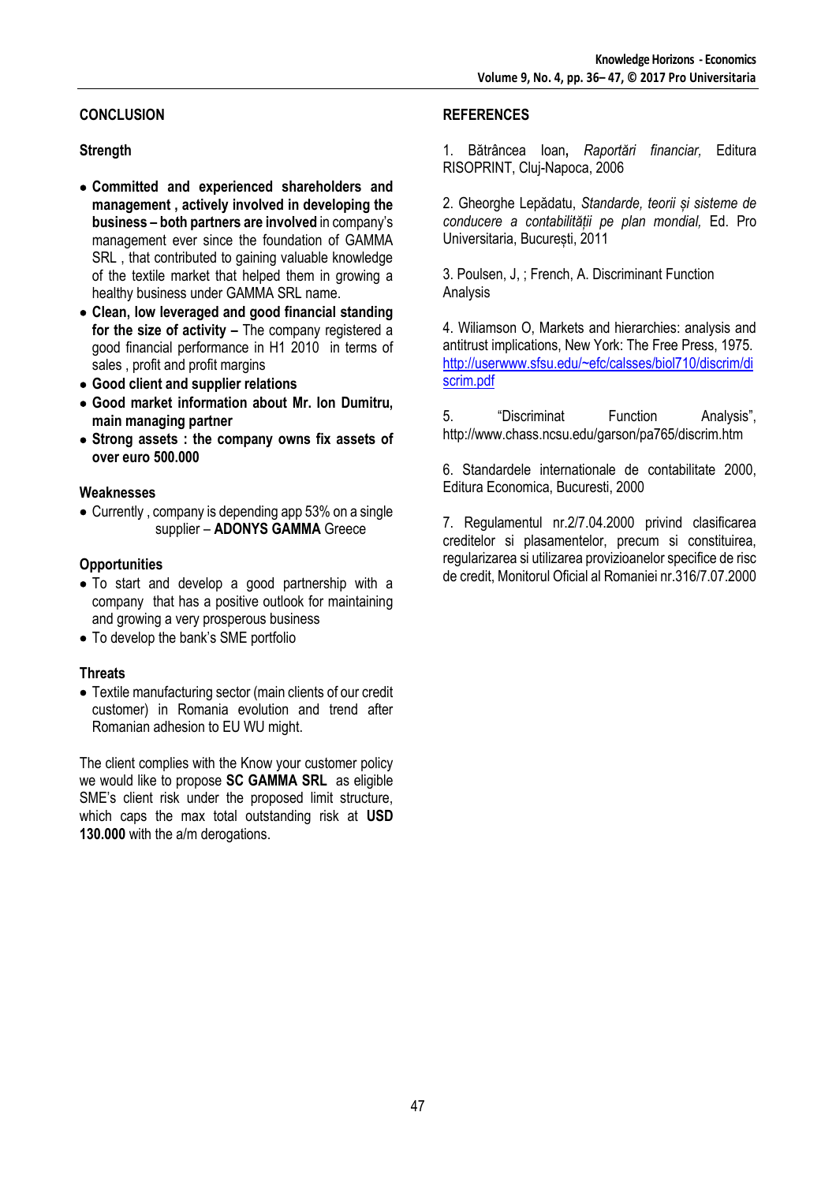## CONCLUSION

### Strength

- **Committed and experienced shareholders and management , actively involved in developing the business – both partners are involved** in company's management ever since the foundation of GAMMA SRL , that contributed to gaining valuable knowledge of the textile market that helped them in growing a healthy business under GAMMA SRL name.
- **Clean, low leveraged and good financial standing for the size of activity –** The company registered a good financial performance in H1 2010 in terms of sales , profit and profit margins
- **Good client and supplier relations**
- **Good market information about Mr. Ion Dumitru, main managing partner**
- **Strong assets : the company owns fix assets of over euro 500.000**

### Weaknesses

- Currently , company is depending app 53% on a single supplier – **ADONYS GAMMA** Greece

### Opportunities

- To start and develop a good partnership with a company that has a positive outlook for maintaining and growing a very prosperous business
- To develop the bank's SME portfolio

### Threats

- Textile manufacturing sector (main clients of our credit customer) in Romania evolution and trend after Romanian adhesion to EU WU might.

The client complies with the Know your customer policy we would like to propose **SC GAMMA SRL** as eligible SME's client risk under the proposed limit structure, which caps the max total outstanding risk at **USD 130.000** with the a/m derogations.

## REFERENCES

1. Bătrâncea Ioan**,** *Raportări financiar,* Editura RISOPRINT, Cluj-Napoca, 2006

2. Gheorghe Lepădatu, *Standarde, teorii și sisteme de conducere a contabilității pe plan mondial,* Ed. Pro Universitaria, București, 2011

3. Poulsen, J, ; French, A. Discriminant Function Analysis

4. Wiliamson O, Markets and hierarchies: analysis and antitrust implications, New York: The Free Press, 1975. http://userwww.sfsu.edu/~efc/calsses/biol710/discrim/discrim.pdf

5. "Discriminat Function Analysis", http://www.chass.ncsu.edu/garson/pa765/discrim.htm

6. Standardele internationale de contabilitate 2000, Editura Economica, Bucuresti, 2000

7. Regulamentul nr.2/7.04.2000 privind clasificarea creditelor si plasamentelor, precum si constituirea, regularizarea si utilizarea provizioanelor specifice de risc de credit, Monitorul Oficial al Romaniei nr.316/7.07.2000